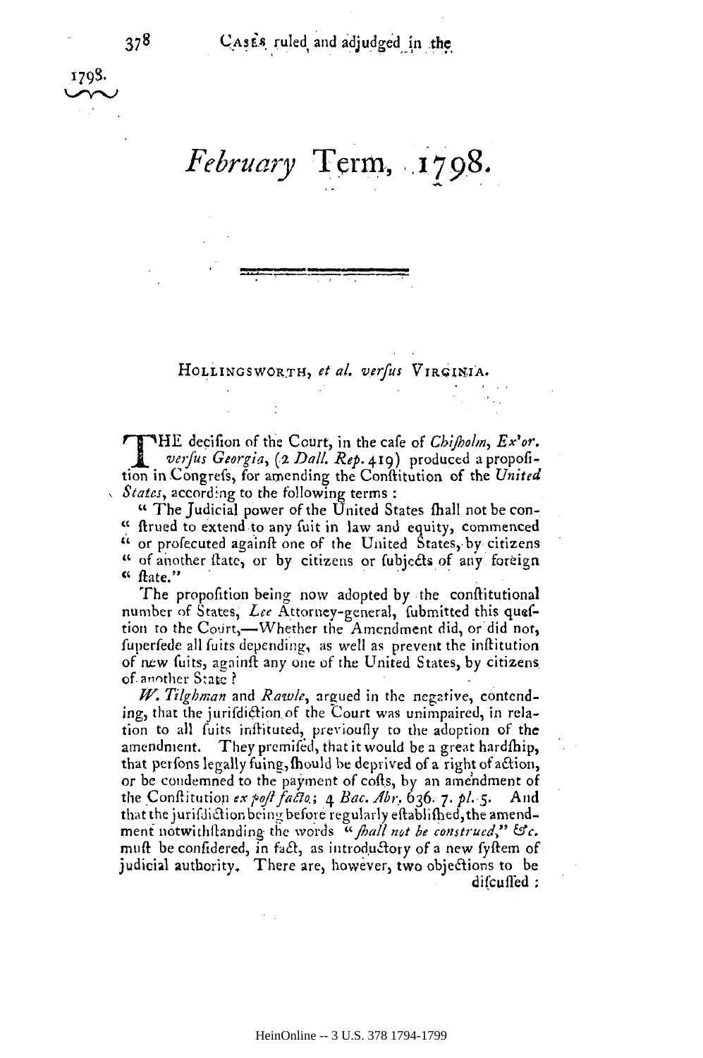1798.

# *February* Term, 1798.

---

## HOLLINGSWORTH, *et al. versus* VIRGINIA.

THE decision of the Court, in the case of *Chisholm, Ex'or. versus Georgia*, (2 *Dall. Rep.* 419) produced a proposition in Congress, for amending the Constitution of the *United States*, according to the following terms:

"The Judicial power of the United States shall not be construed to extend to any suit in law and equity, commenced or prosecuted against one of the United States, by citizens of another state, or by citizens or subjects of any foreign state."

The proposition being now adopted by the constitutional number of States, *Lee* Attorney-general, submitted this question to the Court,—Whether the Amendment did, or did not, supersede all suits depending, as well as prevent the institution of new suits, against any one of the United States, by citizens of another State?

*W. Tilghman* and *Rawle*, argued in the negative, contending, that the jurisdiction of the Court was unimpaired, in relation to all suits instituted, previously to the adoption of the amendment. They premised, that it would be a great hardship, that persons legally suing, should be deprived of a right of action, or be condemned to the payment of costs, by an amendment of the Constitution *ex post facto*; 4 *Bac. Abr.* 636. 7. *pl.* 5. And that the jurisdiction being before regularly established, the amendment notwithstanding the words "*shall not be construed*," &c. must be considered, in fact, as introductory of a new system of judicial authority. There are, however, two objections to be discussed: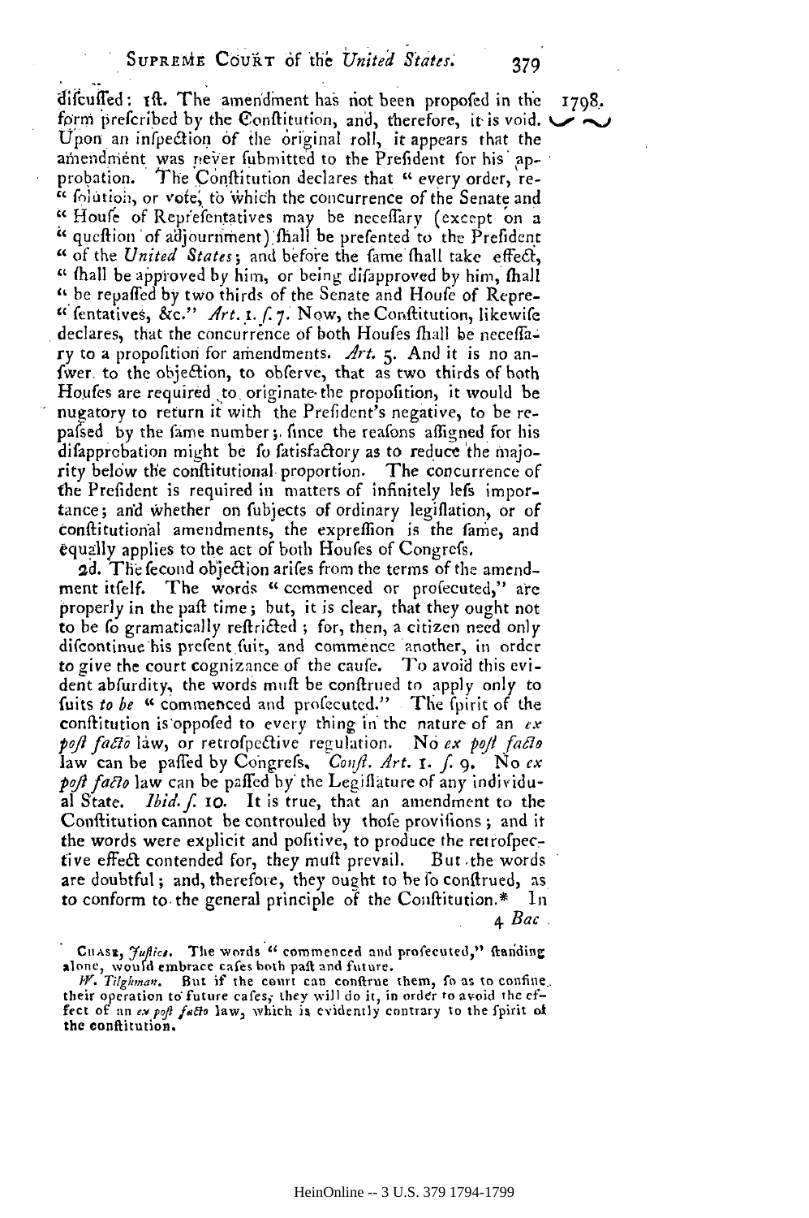difcuffed: 1ft. The amendment has not been propofed in the form prefcribed by the Conftitution, and, therefore, it is void. Upon an infpection of the original roll, it appears that the amendment was never fubmitted to the Prefident for his approbation. The Conftitution declares that "every order, re-"folution, or vote, to which the concurrence of the Senate and "Houfe of Reprefentatives may be neceffary (except on a "queftion of adjournment) fhall be prefented to the Prefident "of the *United States*; and before the fame fhall take effect, "fhall be approved by him, or being difapproved by him, fhall "be repaffed by two thirds of the Senate and Houfe of Repre-"fentatives, &c." *Art.* 1. *f.* 7. Now, the Conftitution, likewife declares, that the concurrence of both Houfes fhall be neceffary to a propofition for amendments. *Art.* 5. And it is no anfwer to the objection, to obferve, that as two thirds of both Houfes are required to originate the propofition, it would be nugatory to return it with the Prefident's negative, to be repaffed by the fame number; fince the reafons affigned for his difapprobation might be fo fatisfactory as to reduce the majority below the conftitutional proportion. The concurrence of the Prefident is required in matters of infinitely lefs importance; and whether on fubjects of ordinary legiflation, or of conftitutional amendments, the expreffion is the fame, and equally applies to the act of both Houfes of Congrefs.

2d. The fecond objection arifes from the terms of the amendment itfelf. The words "commenced or profecuted," are properly in the paft time; but, it is clear, that they ought not to be fo gramatically reftricted; for, then, a citizen need only difcontinue his prefent fuit, and commence another, in order to give the court cognizance of the caufe. To avoid this evident abfurdity, the words muft be conftrued to apply only to fuits *to be* "commenced and profecuted." The fpirit of the conftitution is oppofed to every thing in the nature of an *ex poft facto* law, or retrofpective regulation. No *ex poft facto* law can be paffed by Congrefs. *Conft. Art.* 1. *f.* 9. No *ex poft facto* law can be paffed by the Legiflature of any individual State. *Ibid. f.* 10. It is true, that an amendment to the Conftitution cannot be controuled by thofe provifions; and if the words were explicit and pofitive, to produce the retrofpective effect contended for, they muft prevail. But the words are doubtful; and, therefore, they ought to be fo conftrued, as to conform to the general principle of the Conftitution.* In

4 *Bac*

CHASE, *Juftice.* The words "commenced and profecuted," ftanding alone, would embrace cafes both paft and future.

*W. Tilghman.* But if the court can conftrue them, fo as to confine their operation to future cafes, they will do it, in order to avoid the effect of an *ex poft facto* law, which is evidently contrary to the fpirit of the conftitution.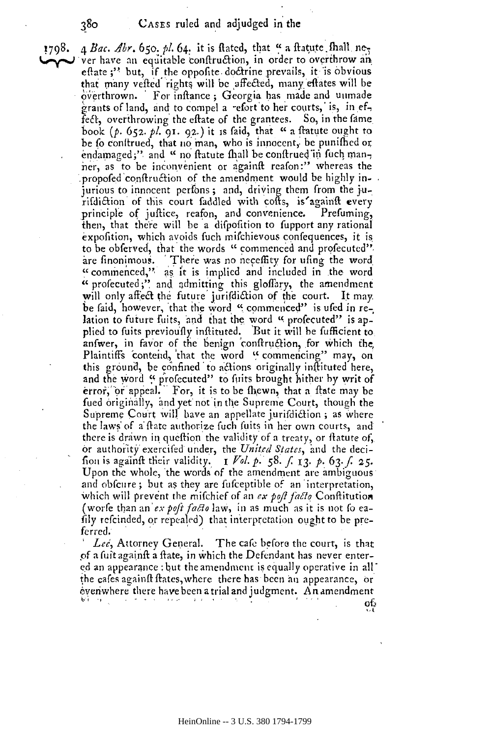1798. 4 *Bac. Abr.* 650. *pl.* 64. it is ftated, that " a ftatute fhall never have an equitable conftruction, in order to overthrow an eftate ;" but, if the oppofite doctrine prevails, it is obvious that many vefted rights will be affected, many eftates will be overthrown. For inftance ; Georgia has made and unmade grants of land, and to compel a refort to her courts, is, in effect, overthrowing the eftate of the grantees. So, in the fame book (*p.* 652. *pl.* 91. 92.) it is faid, that " a ftatute ought to be fo conftrued, that no man, who is innocent, be punifhed or endamaged;" and " no ftatute fhall be conftrued in fuch manner, as to be inconvenient or againft reafon:" whereas the propofed conftruction of the amendment would be highly injurious to innocent perfons ; and, driving them from the jurifdiction of this court faddled with cofts, is againft every principle of juftice, reafon, and convenience. Prefuming, then, that there will be a difpofition to fupport any rational expofition, which avoids fuch mifchievous confequences, it is to be obferved, that the words " commenced and profecuted" are finonimous. There was no neceffity for ufing the word " commenced," as it is implied and included in the word " profecuted ;" and admitting this gloffary, the amendment will only affect the future jurifdiction of the court. It may be faid, however, that the word " commenced" is ufed in relation to future fuits, and that the word " profecuted" is applied to fuits previoufly inftituted. But it will be fufficient to anfwer, in favor of the benign conftruction, for which the Plaintiffs contend, that the word " commencing" may, on this ground, be confined to actions originally inftituted here, and the word " profecuted" to fuits brought hither by writ of error, or appeal. For, it is to be fhewn, that a ftate may be fued originally, and yet not in the Supreme Court, though the Supreme Court will have an appellate jurifdiction ; as where the laws of a ftate authorize fuch fuits in her own courts, and there is drawn in queftion the validity of a treaty, or ftatute of, or authority exercifed under, the *United States*, and the decifion is againft their validity. 1 *Vol. p.* 58. *f.* 13. *p.* 63. *f.* 25. Upon the whole, the words of the amendment are ambiguous and obfcure ; but as they are fufceptible of an interpretation, which will prevent the mifchief of an *ex poft facto* Conftitution (worfe than an *ex poft facto* law, in as much as it is not fo eafily refcinded, or repealed) that interpretation ought to be preferred.

*Lee*, Attorney General. The cafe before the court, is that of a fuit againft a ftate, in which the Defendant has never entered an appearance : but the amendment is equally operative in all the cafes againft ftates, where there has been an appearance, or evenwhere there have been a trial and judgment. An amendment of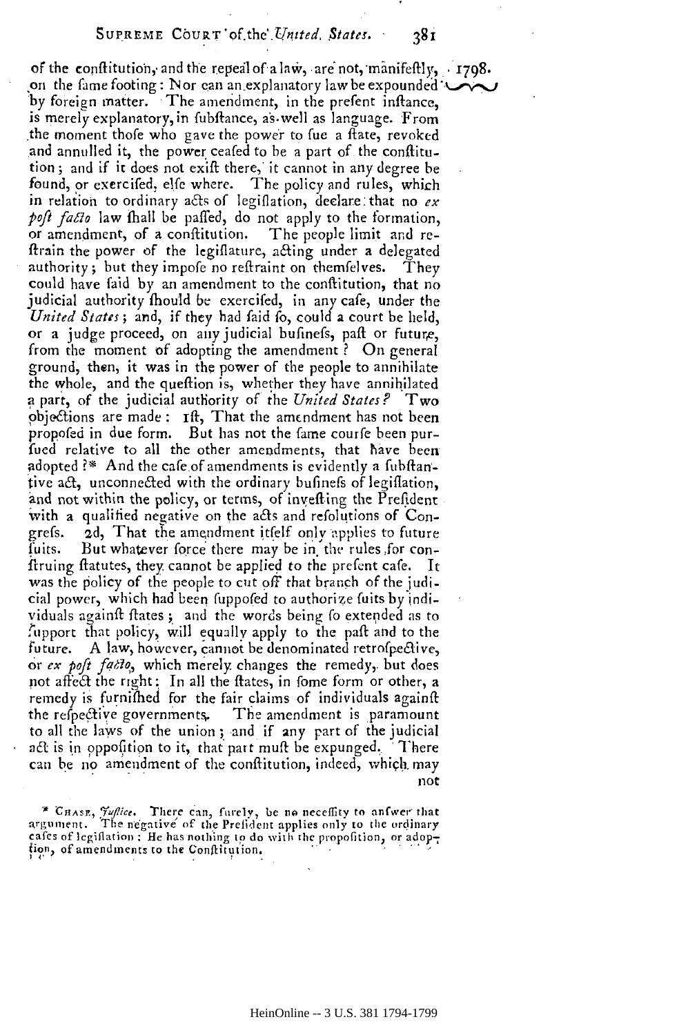of the constitution, and the repeal of a law, are not, manifestly, on the same footing: Nor can an explanatory law be expounded by foreign matter. The amendment, in the present instance, is merely explanatory, in substance, as well as language. From the moment those who gave the power to sue a state, revoked and annulled it, the power ceased to be a part of the constitution; and if it does not exist there, it cannot in any degree be found, or exercised, else where. The policy and rules, which in relation to ordinary acts of legislation, declare that no *ex post facto* law shall be passed, do not apply to the formation, or amendment, of a constitution. The people limit and restrain the power of the legislature, acting under a delegated authority; but they impose no restraint on themselves. They could have said by an amendment to the constitution, that no judicial authority should be exercised, in any case, under the *United States*; and, if they had said so, could a court be held, or a judge proceed, on any judicial business, past or future, from the moment of adopting the amendment? On general ground, then, it was in the power of the people to annihilate the whole, and the question is, whether they have annihilated a part, of the judicial authority of the *United States*? Two objections are made: 1st, That the amendment has not been proposed in due form. But has not the same course been pursued relative to all the other amendments, that have been adopted?* And the case of amendments is evidently a substantive act, unconnected with the ordinary business of legislation, and not within the policy, or terms, of investing the President with a qualified negative on the acts and resolutions of Congress. 2d, That the amendment itself only applies to future suits. But whatever force there may be in the rules for construing statutes, they cannot be applied to the present case. It was the policy of the people to cut off that branch of the judicial power, which had been supposed to authorize suits by individuals against states; and the words being so extended as to support that policy, will equally apply to the past and to the future. A law, however, cannot be denominated retrospective, or *ex post facto*, which merely changes the remedy, but does not affect the right: In all the states, in some form or other, a remedy is furnished for the fair claims of individuals against the respective governments. The amendment is paramount to all the laws of the union; and if any part of the judicial act is in opposition to it, that part must be expunged. There can be no amendment of the constitution, indeed, which may not

\* CHASE, *Justice*. There can, surely, be no necessity to answer that argument. The negative of the President applies only to the ordinary cases of legislation: He has nothing to do with the proposition, or adoption, of amendments to the Constitution.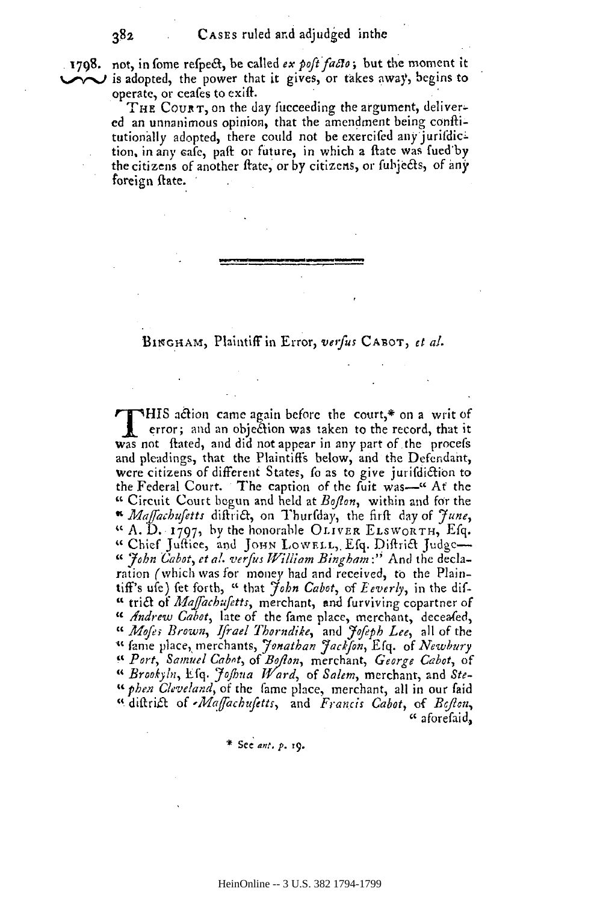1798. not, in some respect, be called *ex post facto*; but the moment it is adopted, the power that it gives, or takes away, begins to operate, or ceases to exist.

THE COURT, on the day succeeding the argument, delivered an unnanimous opinion, that the amendment being constitutionally adopted, there could not be exercised any jurisdiction, in any case, past or future, in which a state was sued by the citizens of another state, or by citizens, or subjects, of any foreign state.

---

BINGHAM, Plaintiff in Error, *versus* CABOT, *et al.*

THIS action came again before the court,* on a writ of error; and an objection was taken to the record, that it was not stated, and did not appear in any part of the process and pleadings, that the Plaintiffs below, and the Defendant, were citizens of different States, so as to give jurisdiction to the Federal Court. The caption of the suit was—" At the " Circuit Court begun and held at *Boston*, within and for the " *Massachusetts* district, on Thursday, the first day of *June*, " A. D. 1797, by the honorable OLIVER ELSWORTH, Esq. " Chief Justice, and JOHN LOWELL, Esq. District Judge— " *John Cabot, et al. versus William Bingham*:" And the declaration (which was for money had and received, to the Plaintiff's use) set forth, " that *John Cabot*, of *Beverly*, in the dis- " trict of *Massachusetts*, merchant, and surviving copartner of " *Andrew Cabot*, late of the same place, merchant, deceased, " *Moses Brown*, *Israel Thorndike*, and *Joseph Lee*, all of the " same place, merchants, *Jonathan Jackson*, Esq. of *Newbury* " *Port*, *Samuel Cabot*, of *Boston*, merchant, *George Cabot*, of " *Brookyln*, Esq. *Joshua Ward*, of *Salem*, merchant, and *Ste-* " *phen Cleveland*, of the same place, merchant, all in our said " district of *Massachusetts*, and *Francis Cabot*, of *Boston*, " aforesaid,

\* See *ant. p.* 19.